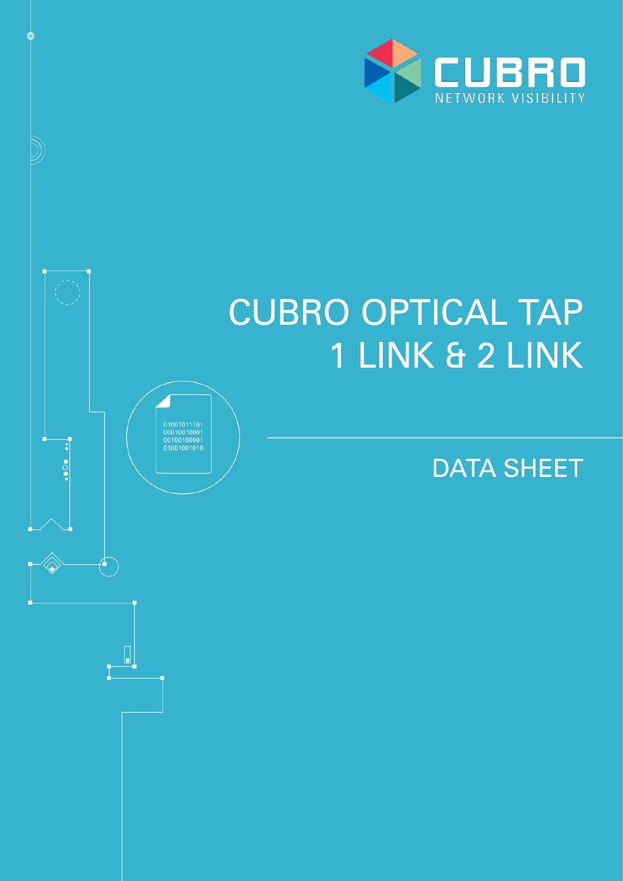CUBRO
NETWORK VISIBILITY

# CUBRO OPTICAL TAP 1 LINK & 2 LINK

## DATA SHEET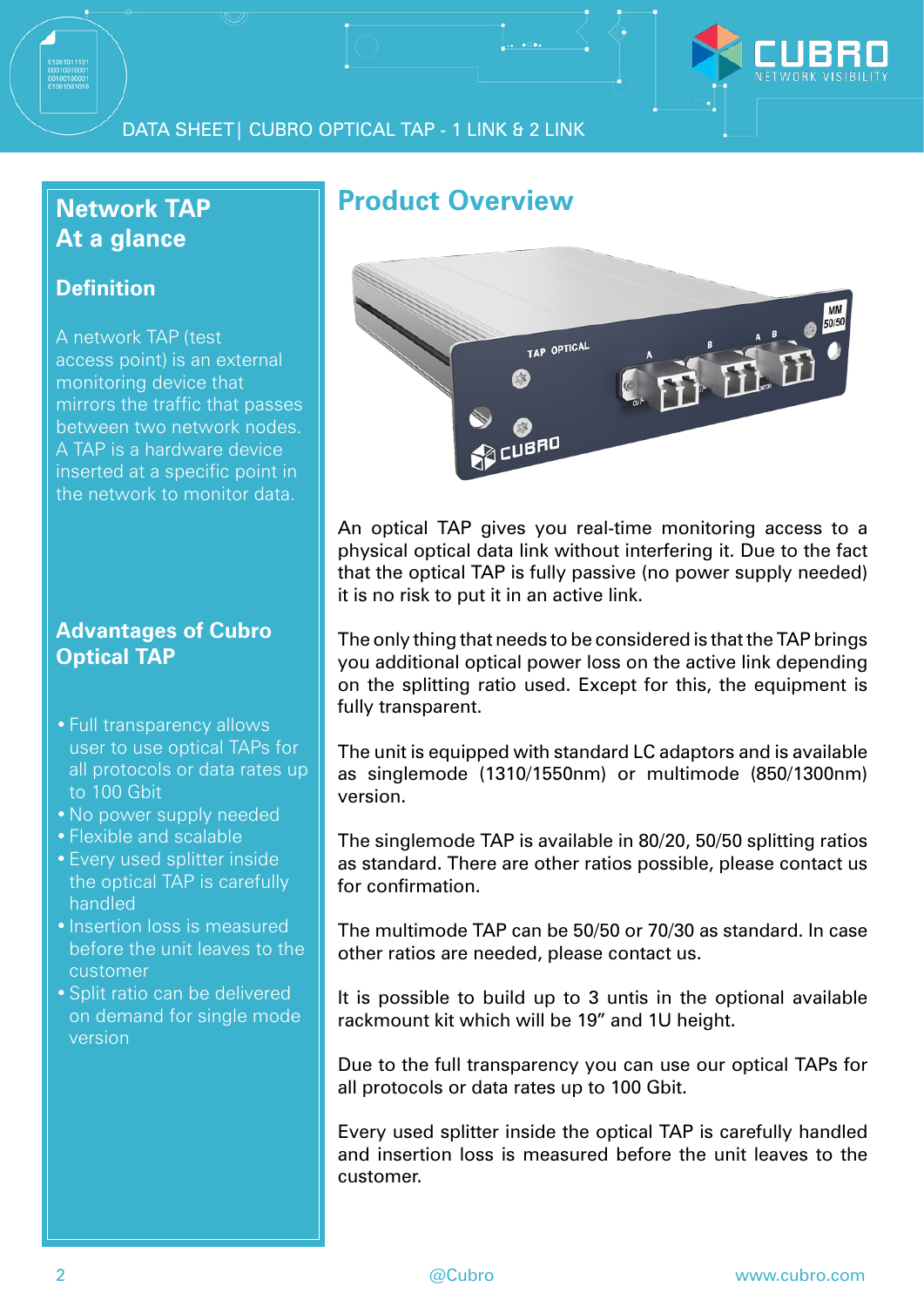## Network TAP At a glance

### Definition

A network TAP (test access point) is an external monitoring device that mirrors the traffic that passes between two network nodes. A TAP is a hardware device inserted at a specific point in the network to monitor data.

### Advantages of Cubro Optical TAP

- Full transparency allows user to use optical TAPs for all protocols or data rates up to 100 Gbit
- No power supply needed
- Flexible and scalable
- Every used splitter inside the optical TAP is carefully handled
- Insertion loss is measured before the unit leaves to the customer
- Split ratio can be delivered on demand for single mode version

## Product Overview

An optical TAP gives you real-time monitoring access to a physical optical data link without interfering it. Due to the fact that the optical TAP is fully passive (no power supply needed) it is no risk to put it in an active link.

The only thing that needs to be considered is that the TAP brings you additional optical power loss on the active link depending on the splitting ratio used. Except for this, the equipment is fully transparent.

The unit is equipped with standard LC adaptors and is available as singlemode (1310/1550nm) or multimode (850/1300nm) version.

The singlemode TAP is available in 80/20, 50/50 splitting ratios as standard. There are other ratios possible, please contact us for confirmation.

The multimode TAP can be 50/50 or 70/30 as standard. In case other ratios are needed, please contact us.

It is possible to build up to 3 untis in the optional available rackmount kit which will be 19” and 1U height.

Due to the full transparency you can use our optical TAPs for all protocols or data rates up to 100 Gbit.

Every used splitter inside the optical TAP is carefully handled and insertion loss is measured before the unit leaves to the customer.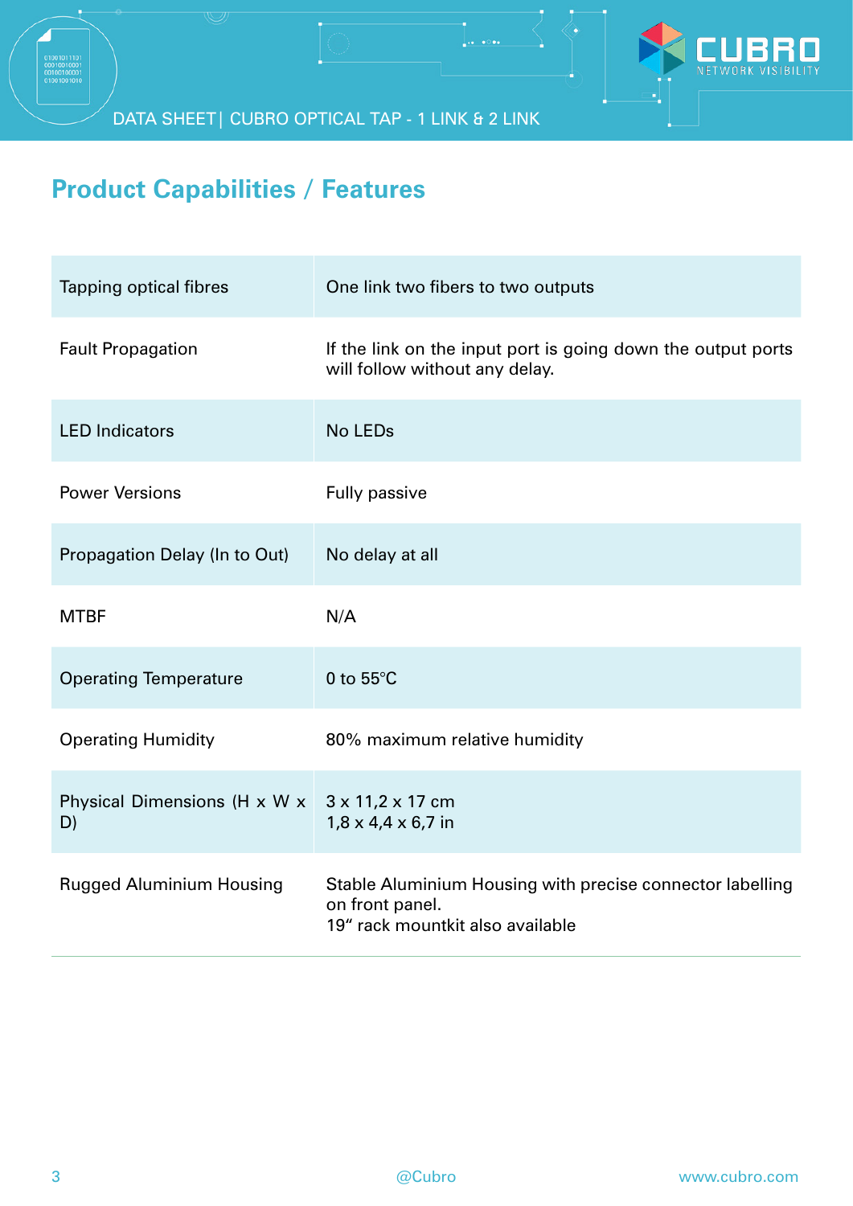## Product Capabilities / Features

| | |
|---|---|
| Tapping optical fibres | One link two fibers to two outputs |
| Fault Propagation | If the link on the input port is going down the output ports will follow without any delay. |
| LED Indicators | No LEDs |
| Power Versions | Fully passive |
| Propagation Delay (In to Out) | No delay at all |
| MTBF | N/A |
| Operating Temperature | 0 to 55°C |
| Operating Humidity | 80% maximum relative humidity |
| Physical Dimensions (H x W x D) | 3 x 11,2 x 17 cm<br>1,8 x 4,4 x 6,7 in |
| Rugged Aluminium Housing | Stable Aluminium Housing with precise connector labelling on front panel.<br>19" rack mountkit also available |

@Cubro

www.cubro.com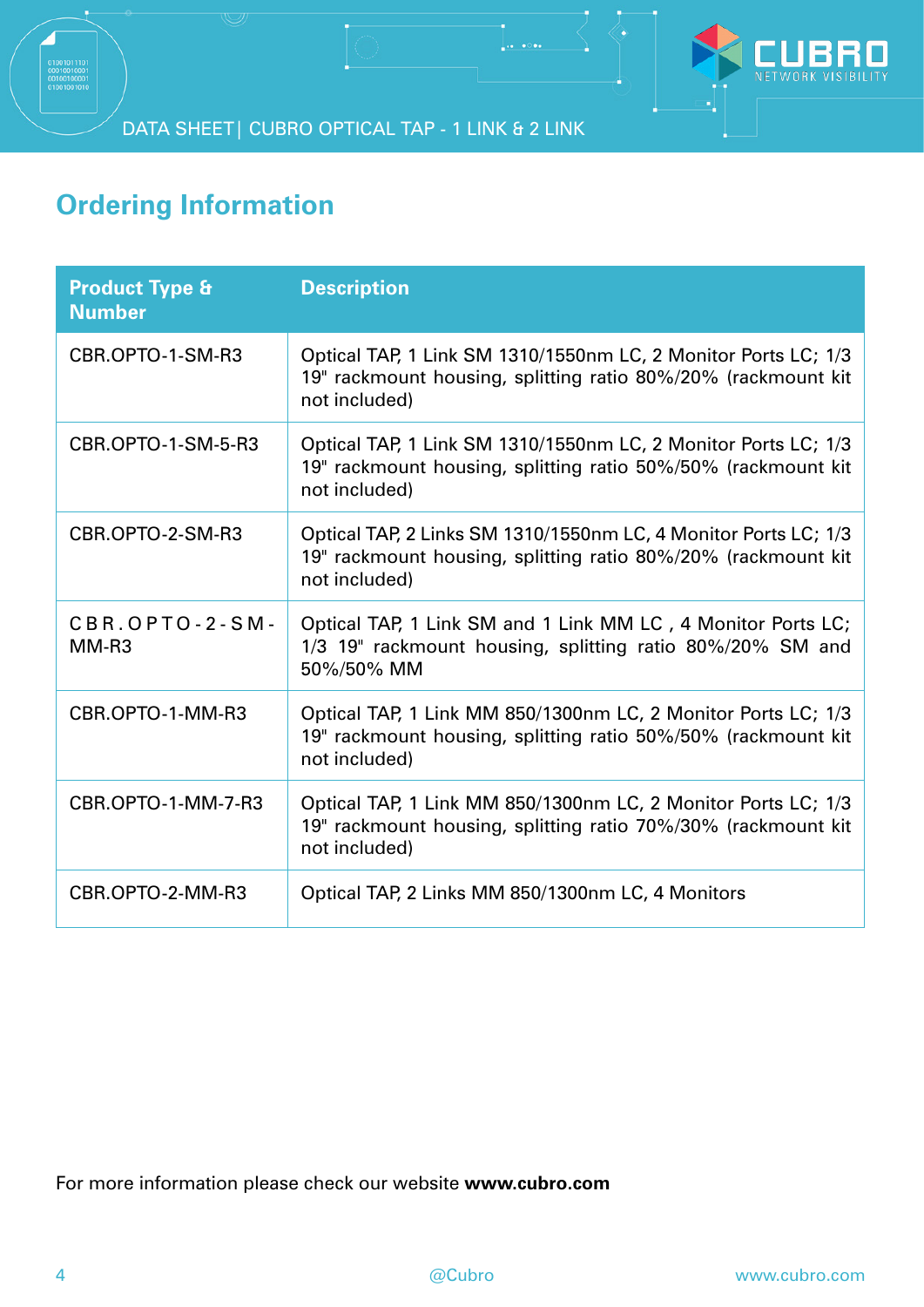## Ordering Information

| Product Type & Number | Description |
|---|---|
| CBR.OPTO-1-SM-R3 | Optical TAP, 1 Link SM 1310/1550nm LC, 2 Monitor Ports LC; 1/3 19" rackmount housing, splitting ratio 80%/20% (rackmount kit not included) |
| CBR.OPTO-1-SM-5-R3 | Optical TAP, 1 Link SM 1310/1550nm LC, 2 Monitor Ports LC; 1/3 19" rackmount housing, splitting ratio 50%/50% (rackmount kit not included) |
| CBR.OPTO-2-SM-R3 | Optical TAP, 2 Links SM 1310/1550nm LC, 4 Monitor Ports LC; 1/3 19" rackmount housing, splitting ratio 80%/20% (rackmount kit not included) |
| CBR.OPTO-2-SM-MM-R3 | Optical TAP, 1 Link SM and 1 Link MM LC , 4 Monitor Ports LC; 1/3 19" rackmount housing, splitting ratio 80%/20% SM and 50%/50% MM |
| CBR.OPTO-1-MM-R3 | Optical TAP, 1 Link MM 850/1300nm LC, 2 Monitor Ports LC; 1/3 19" rackmount housing, splitting ratio 50%/50% (rackmount kit not included) |
| CBR.OPTO-1-MM-7-R3 | Optical TAP, 1 Link MM 850/1300nm LC, 2 Monitor Ports LC; 1/3 19" rackmount housing, splitting ratio 70%/30% (rackmount kit not included) |
| CBR.OPTO-2-MM-R3 | Optical TAP, 2 Links MM 850/1300nm LC, 4 Monitors |

For more information please check our website **www.cubro.com**